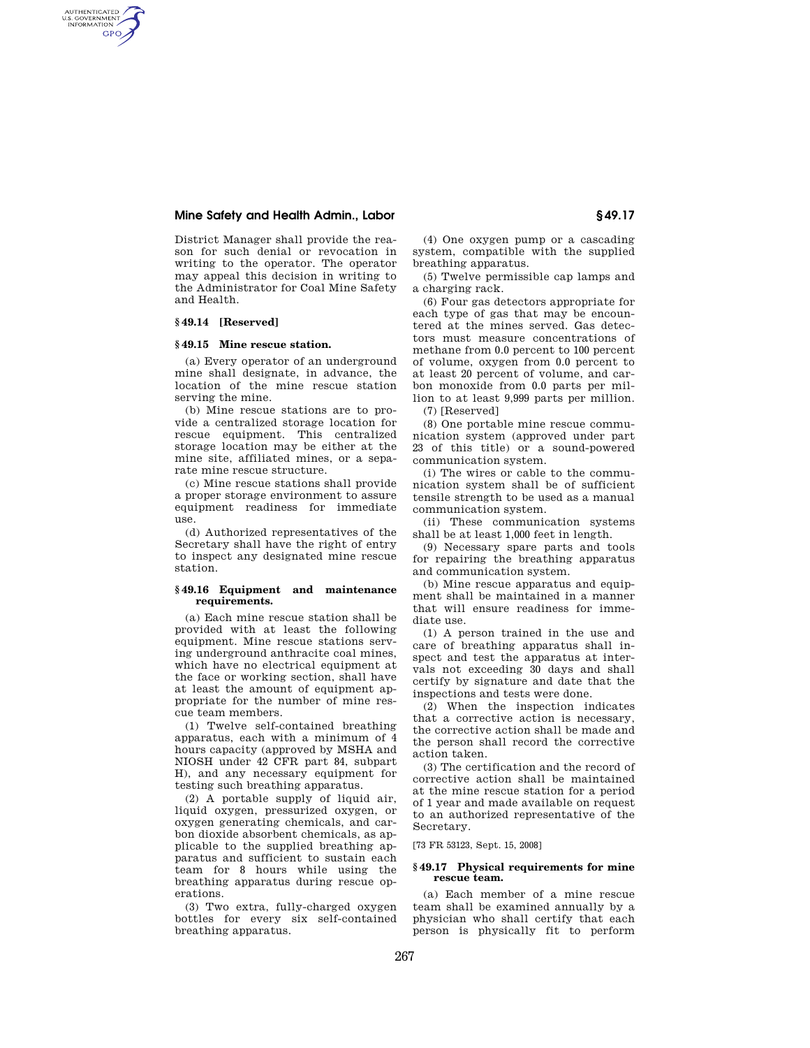District Manager shall provide the reason for such denial or revocation in writing to the operator. The operator may appeal this decision in writing to the Administrator for Coal Mine Safety and Health.

### § 49.14 [Reserved]

### § 49.15 Mine rescue station.

(a) Every operator of an underground mine shall designate, in advance, the location of the mine rescue station serving the mine.

(b) Mine rescue stations are to provide a centralized storage location for rescue equipment. This centralized storage location may be either at the mine site, affiliated mines, or a separate mine rescue structure.

(c) Mine rescue stations shall provide a proper storage environment to assure equipment readiness for immediate use.

(d) Authorized representatives of the Secretary shall have the right of entry to inspect any designated mine rescue station.

### § 49.16 Equipment and maintenance requirements.

(a) Each mine rescue station shall be provided with at least the following equipment. Mine rescue stations serving underground anthracite coal mines, which have no electrical equipment at the face or working section, shall have at least the amount of equipment appropriate for the number of mine rescue team members.

(1) Twelve self-contained breathing apparatus, each with a minimum of 4 hours capacity (approved by MSHA and NIOSH under 42 CFR part 84, subpart H), and any necessary equipment for testing such breathing apparatus.

(2) A portable supply of liquid air, liquid oxygen, pressurized oxygen, or oxygen generating chemicals, and carbon dioxide absorbent chemicals, as applicable to the supplied breathing apparatus and sufficient to sustain each team for 8 hours while using the breathing apparatus during rescue operations.

(3) Two extra, fully-charged oxygen bottles for every six self-contained breathing apparatus.

(4) One oxygen pump or a cascading system, compatible with the supplied breathing apparatus.

(5) Twelve permissible cap lamps and a charging rack.

(6) Four gas detectors appropriate for each type of gas that may be encountered at the mines served. Gas detectors must measure concentrations of methane from 0.0 percent to 100 percent of volume, oxygen from 0.0 percent to at least 20 percent of volume, and carbon monoxide from 0.0 parts per million to at least 9,999 parts per million.

(7) [Reserved]

(8) One portable mine rescue communication system (approved under part 23 of this title) or a sound-powered communication system.

(i) The wires or cable to the communication system shall be of sufficient tensile strength to be used as a manual communication system.

(ii) These communication systems shall be at least 1,000 feet in length.

(9) Necessary spare parts and tools for repairing the breathing apparatus and communication system.

(b) Mine rescue apparatus and equipment shall be maintained in a manner that will ensure readiness for immediate use.

(1) A person trained in the use and care of breathing apparatus shall inspect and test the apparatus at intervals not exceeding 30 days and shall certify by signature and date that the inspections and tests were done.

(2) When the inspection indicates that a corrective action is necessary, the corrective action shall be made and the person shall record the corrective action taken.

(3) The certification and the record of corrective action shall be maintained at the mine rescue station for a period of 1 year and made available on request to an authorized representative of the Secretary.

[73 FR 53123, Sept. 15, 2008]

### § 49.17 Physical requirements for mine rescue team.

(a) Each member of a mine rescue team shall be examined annually by a physician who shall certify that each person is physically fit to perform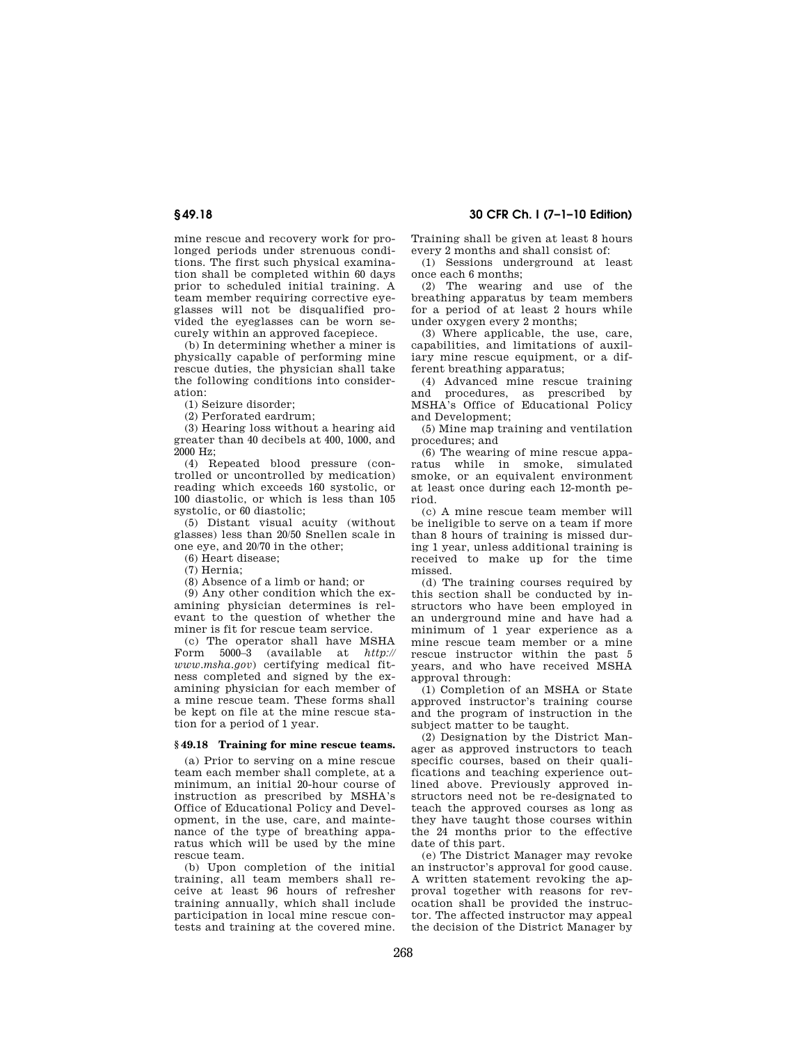mine rescue and recovery work for prolonged periods under strenuous conditions. The first such physical examination shall be completed within 60 days prior to scheduled initial training. A team member requiring corrective eyeglasses will not be disqualified provided the eyeglasses can be worn securely within an approved facepiece.

(b) In determining whether a miner is physically capable of performing mine rescue duties, the physician shall take the following conditions into consideration:

(1) Seizure disorder;

(2) Perforated eardrum;

(3) Hearing loss without a hearing aid greater than 40 decibels at 400, 1000, and 2000 Hz;

(4) Repeated blood pressure (controlled or uncontrolled by medication) reading which exceeds 160 systolic, or 100 diastolic, or which is less than 105 systolic, or 60 diastolic;

(5) Distant visual acuity (without glasses) less than 20/50 Snellen scale in one eye, and 20/70 in the other;

(6) Heart disease;

(7) Hernia;

(8) Absence of a limb or hand; or

(9) Any other condition which the examining physician determines is relevant to the question of whether the miner is fit for rescue team service.

(c) The operator shall have MSHA Form 5000–3 (available at *http://www.msha.gov*) certifying medical fitness completed and signed by the examining physician for each member of a mine rescue team. These forms shall be kept on file at the mine rescue station for a period of 1 year.

### § 49.18 Training for mine rescue teams.

(a) Prior to serving on a mine rescue team each member shall complete, at a minimum, an initial 20-hour course of instruction as prescribed by MSHA's Office of Educational Policy and Development, in the use, care, and maintenance of the type of breathing apparatus which will be used by the mine rescue team.

(b) Upon completion of the initial training, all team members shall receive at least 96 hours of refresher training annually, which shall include participation in local mine rescue contests and training at the covered mine. Training shall be given at least 8 hours every 2 months and shall consist of:

(1) Sessions underground at least once each 6 months;

(2) The wearing and use of the breathing apparatus by team members for a period of at least 2 hours while under oxygen every 2 months;

(3) Where applicable, the use, care, capabilities, and limitations of auxiliary mine rescue equipment, or a different breathing apparatus;

(4) Advanced mine rescue training and procedures, as prescribed by MSHA's Office of Educational Policy and Development;

(5) Mine map training and ventilation procedures; and

(6) The wearing of mine rescue apparatus while in smoke, simulated smoke, or an equivalent environment at least once during each 12-month period.

(c) A mine rescue team member will be ineligible to serve on a team if more than 8 hours of training is missed during 1 year, unless additional training is received to make up for the time missed.

(d) The training courses required by this section shall be conducted by instructors who have been employed in an underground mine and have had a minimum of 1 year experience as a mine rescue team member or a mine rescue instructor within the past 5 years, and who have received MSHA approval through:

(1) Completion of an MSHA or State approved instructor's training course and the program of instruction in the subject matter to be taught.

(2) Designation by the District Manager as approved instructors to teach specific courses, based on their qualifications and teaching experience outlined above. Previously approved instructors need not be re-designated to teach the approved courses as long as they have taught those courses within the 24 months prior to the effective date of this part.

(e) The District Manager may revoke an instructor's approval for good cause. A written statement revoking the approval together with reasons for revocation shall be provided the instructor. The affected instructor may appeal the decision of the District Manager by